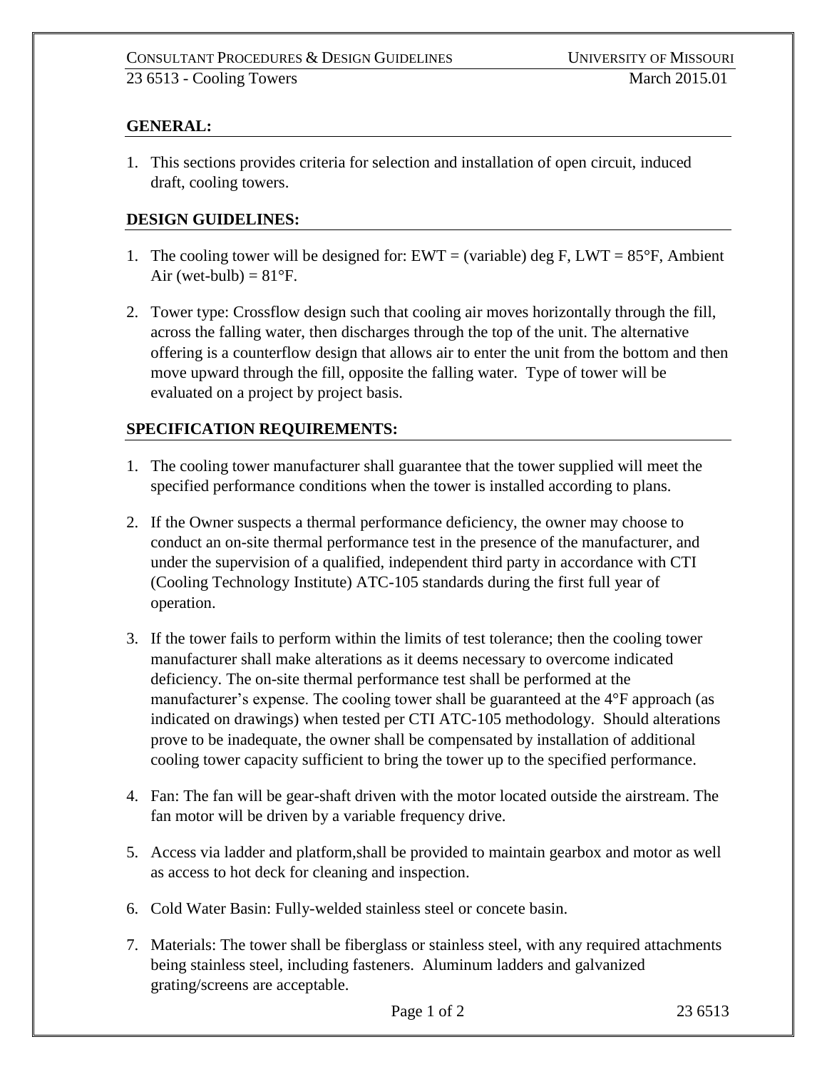## GENERAL:

1. This sections provides criteria for selection and installation of open circuit, induced draft, cooling towers.

## DESIGN GUIDELINES:

1. The cooling tower will be designed for: EWT = (variable) deg F, LWT = 85°F, Ambient Air (wet-bulb) = 81°F.
2. Tower type: Crossflow design such that cooling air moves horizontally through the fill, across the falling water, then discharges through the top of the unit. The alternative offering is a counterflow design that allows air to enter the unit from the bottom and then move upward through the fill, opposite the falling water. Type of tower will be evaluated on a project by project basis.

## SPECIFICATION REQUIREMENTS:

1. The cooling tower manufacturer shall guarantee that the tower supplied will meet the specified performance conditions when the tower is installed according to plans.
2. If the Owner suspects a thermal performance deficiency, the owner may choose to conduct an on-site thermal performance test in the presence of the manufacturer, and under the supervision of a qualified, independent third party in accordance with CTI (Cooling Technology Institute) ATC-105 standards during the first full year of operation.
3. If the tower fails to perform within the limits of test tolerance; then the cooling tower manufacturer shall make alterations as it deems necessary to overcome indicated deficiency. The on-site thermal performance test shall be performed at the manufacturer's expense. The cooling tower shall be guaranteed at the 4°F approach (as indicated on drawings) when tested per CTI ATC-105 methodology. Should alterations prove to be inadequate, the owner shall be compensated by installation of additional cooling tower capacity sufficient to bring the tower up to the specified performance.
4. Fan: The fan will be gear-shaft driven with the motor located outside the airstream. The fan motor will be driven by a variable frequency drive.
5. Access via ladder and platform,shall be provided to maintain gearbox and motor as well as access to hot deck for cleaning and inspection.
6. Cold Water Basin: Fully-welded stainless steel or concete basin.
7. Materials: The tower shall be fiberglass or stainless steel, with any required attachments being stainless steel, including fasteners. Aluminum ladders and galvanized grating/screens are acceptable.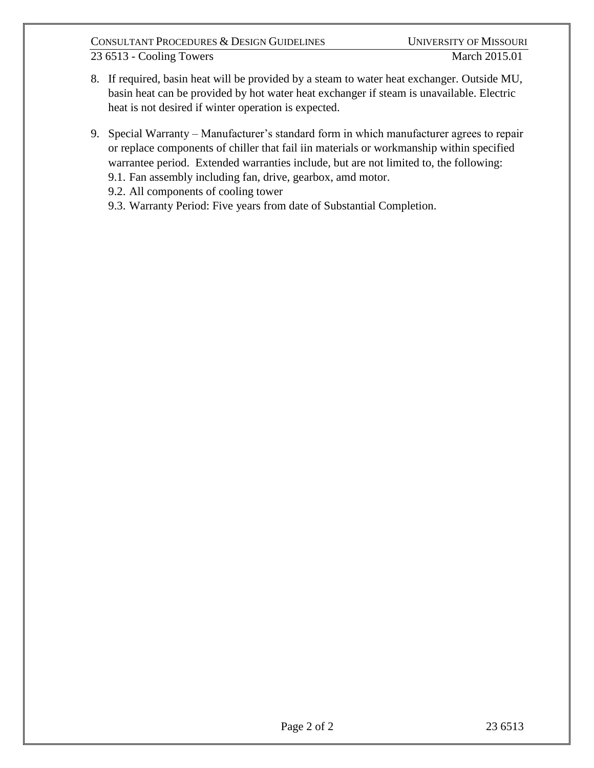8. If required, basin heat will be provided by a steam to water heat exchanger. Outside MU, basin heat can be provided by hot water heat exchanger if steam is unavailable. Electric heat is not desired if winter operation is expected.

9. Special Warranty – Manufacturer's standard form in which manufacturer agrees to repair or replace components of chiller that fail iin materials or workmanship within specified warrantee period. Extended warranties include, but are not limited to, the following:
   - 9.1. Fan assembly including fan, drive, gearbox, amd motor.
   - 9.2. All components of cooling tower
   - 9.3. Warranty Period: Five years from date of Substantial Completion.